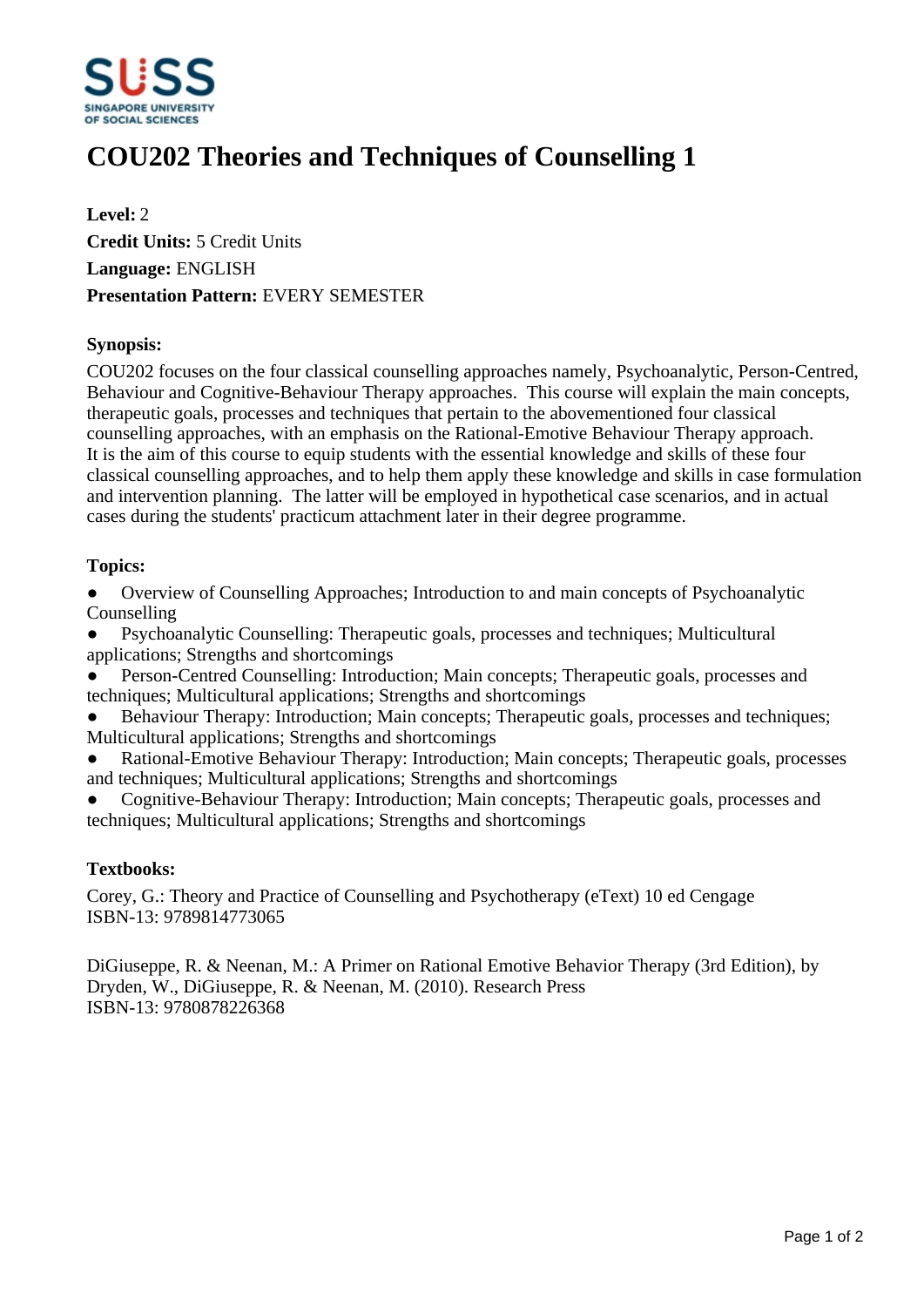# COU202 Theories and Techniques of Counselling 1

**Level:** 2
**Credit Units:** 5 Credit Units
**Language:** ENGLISH
**Presentation Pattern:** EVERY SEMESTER

### Synopsis:

COU202 focuses on the four classical counselling approaches namely, Psychoanalytic, Person-Centred, Behaviour and Cognitive-Behaviour Therapy approaches. This course will explain the main concepts, therapeutic goals, processes and techniques that pertain to the abovementioned four classical counselling approaches, with an emphasis on the Rational-Emotive Behaviour Therapy approach. It is the aim of this course to equip students with the essential knowledge and skills of these four classical counselling approaches, and to help them apply these knowledge and skills in case formulation and intervention planning. The latter will be employed in hypothetical case scenarios, and in actual cases during the students' practicum attachment later in their degree programme.

### Topics:

- Overview of Counselling Approaches; Introduction to and main concepts of Psychoanalytic Counselling
- Psychoanalytic Counselling: Therapeutic goals, processes and techniques; Multicultural applications; Strengths and shortcomings
- Person-Centred Counselling: Introduction; Main concepts; Therapeutic goals, processes and techniques; Multicultural applications; Strengths and shortcomings
- Behaviour Therapy: Introduction; Main concepts; Therapeutic goals, processes and techniques; Multicultural applications; Strengths and shortcomings
- Rational-Emotive Behaviour Therapy: Introduction; Main concepts; Therapeutic goals, processes and techniques; Multicultural applications; Strengths and shortcomings
- Cognitive-Behaviour Therapy: Introduction; Main concepts; Therapeutic goals, processes and techniques; Multicultural applications; Strengths and shortcomings

### Textbooks:

Corey, G.: Theory and Practice of Counselling and Psychotherapy (eText) 10 ed Cengage
ISBN-13: 9789814773065

DiGiuseppe, R. & Neenan, M.: A Primer on Rational Emotive Behavior Therapy (3rd Edition), by Dryden, W., DiGiuseppe, R. & Neenan, M. (2010). Research Press
ISBN-13: 9780878226368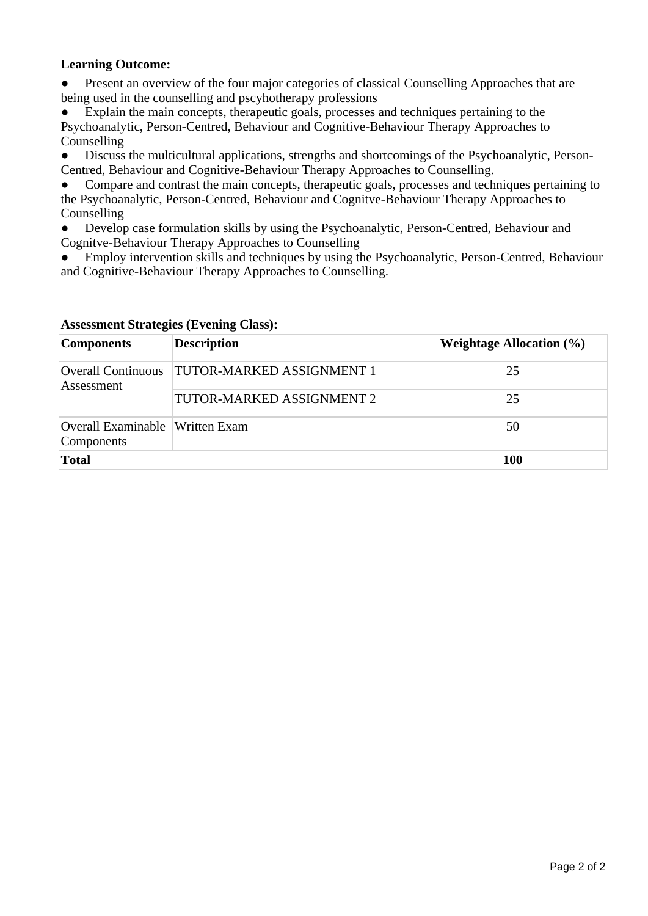**Learning Outcome:**

- Present an overview of the four major categories of classical Counselling Approaches that are being used in the counselling and pscyhotherapy professions
- Explain the main concepts, therapeutic goals, processes and techniques pertaining to the Psychoanalytic, Person-Centred, Behaviour and Cognitive-Behaviour Therapy Approaches to Counselling
- Discuss the multicultural applications, strengths and shortcomings of the Psychoanalytic, Person-Centred, Behaviour and Cognitive-Behaviour Therapy Approaches to Counselling.
- Compare and contrast the main concepts, therapeutic goals, processes and techniques pertaining to the Psychoanalytic, Person-Centred, Behaviour and Cognitve-Behaviour Therapy Approaches to Counselling
- Develop case formulation skills by using the Psychoanalytic, Person-Centred, Behaviour and Cognitve-Behaviour Therapy Approaches to Counselling
- Employ intervention skills and techniques by using the Psychoanalytic, Person-Centred, Behaviour and Cognitive-Behaviour Therapy Approaches to Counselling.

**Assessment Strategies (Evening Class):**

| Components | Description | Weightage Allocation (%) |
|---|---|---|
| Overall Continuous Assessment | TUTOR-MARKED ASSIGNMENT 1 | 25 |
| | TUTOR-MARKED ASSIGNMENT 2 | 25 |
| Overall Examinable Components | Written Exam | 50 |
| **Total** | | **100** |